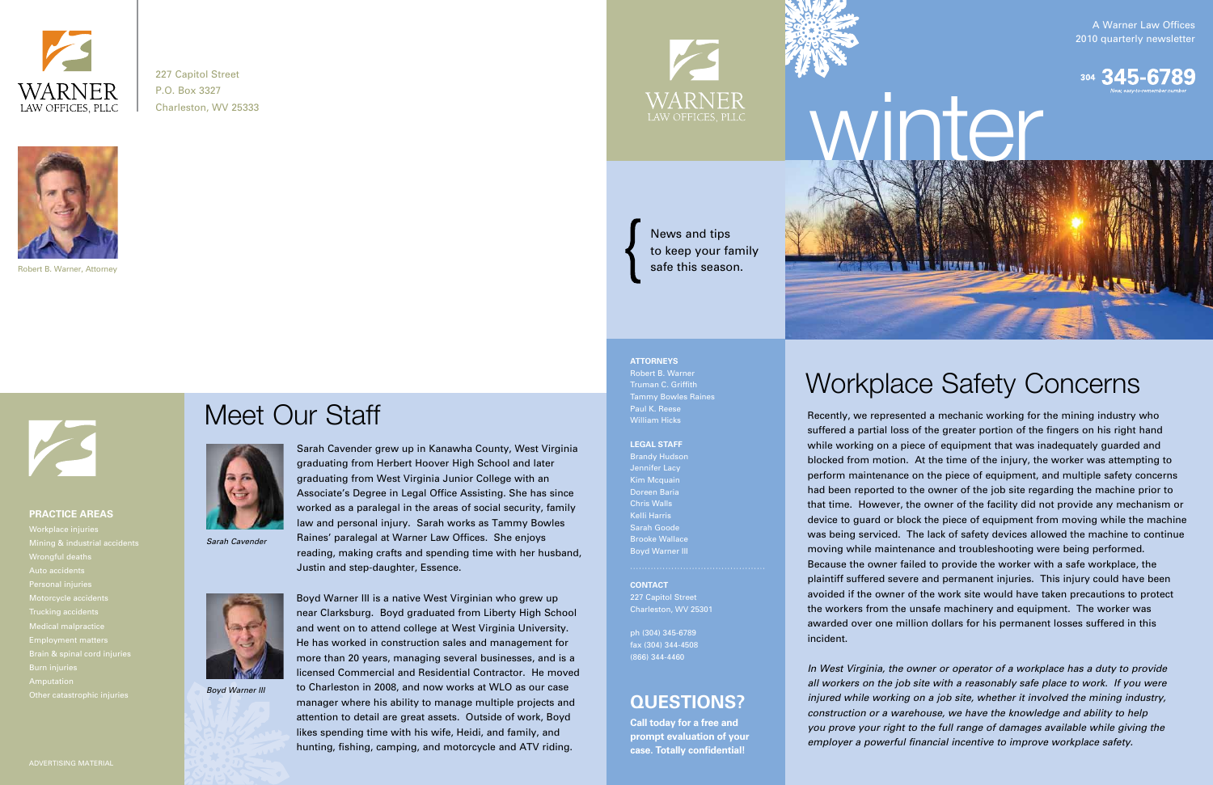WARNER
LAW OFFICES, PLLC

227 Capitol Street
P.O. Box 3327
Charleston, WV 25333

Robert B. Warner, Attorney

**PRACTICE AREAS**

- Workplace injuries
- Mining & industrial accidents
- Wrongful deaths
- Auto accidents
- Personal injuries
- Motorcycle accidents
- Trucking accidents
- Medical malpractice
- Employment matters
- Brain & spinal cord injuries
- Burn injuries
- Amputation
- Other catastrophic injuries

ADVERTISING MATERIAL

# Meet Our Staff

Sarah Cavender grew up in Kanawha County, West Virginia graduating from Herbert Hoover High School and later graduating from West Virginia Junior College with an Associate's Degree in Legal Office Assisting. She has since worked as a paralegal in the areas of social security, family law and personal injury. Sarah works as Tammy Bowles Raines' paralegal at Warner Law Offices. She enjoys reading, making crafts and spending time with her husband, Justin and step-daughter, Essence.

*Sarah Cavender*

Boyd Warner III is a native West Virginian who grew up near Clarksburg. Boyd graduated from Liberty High School and went on to attend college at West Virginia University. He has worked in construction sales and management for more than 20 years, managing several businesses, and is a licensed Commercial and Residential Contractor. He moved to Charleston in 2008, and now works at WLO as our case manager where his ability to manage multiple projects and attention to detail are great assets. Outside of work, Boyd likes spending time with his wife, Heidi, and family, and hunting, fishing, camping, and motorcycle and ATV riding.

*Boyd Warner III*

WARNER
LAW OFFICES, PLLC

A Warner Law Offices
2010 quarterly newsletter

304 **345-6789**
New, easy-to-remember number

# winter

News and tips to keep your family safe this season.

**ATTORNEYS**
Robert B. Warner
Truman C. Griffith
Tammy Bowles Raines
Paul K. Reese
William Hicks

**LEGAL STAFF**
Brandy Hudson
Jennifer Lacy
Kim Mcquain
Doreen Baria
Chris Walls
Kelli Harris
Sarah Goode
Brooke Wallace
Boyd Warner III

**CONTACT**
227 Capitol Street
Charleston, WV 25301

ph (304) 345-6789
fax (304) 344-4508
(866) 344-4460

## QUESTIONS?

**Call today for a free and prompt evaluation of your case. Totally confidential!**

# Workplace Safety Concerns

Recently, we represented a mechanic working for the mining industry who suffered a partial loss of the greater portion of the fingers on his right hand while working on a piece of equipment that was inadequately guarded and blocked from motion. At the time of the injury, the worker was attempting to perform maintenance on the piece of equipment, and multiple safety concerns had been reported to the owner of the job site regarding the machine prior to that time. However, the owner of the facility did not provide any mechanism or device to guard or block the piece of equipment from moving while the machine was being serviced. The lack of safety devices allowed the machine to continue moving while maintenance and troubleshooting were being performed. Because the owner failed to provide the worker with a safe workplace, the plaintiff suffered severe and permanent injuries. This injury could have been avoided if the owner of the work site would have taken precautions to protect the workers from the unsafe machinery and equipment. The worker was awarded over one million dollars for his permanent losses suffered in this incident.

*In West Virginia, the owner or operator of a workplace has a duty to provide all workers on the job site with a reasonably safe place to work. If you were injured while working on a job site, whether it involved the mining industry, construction or a warehouse, we have the knowledge and ability to help you prove your right to the full range of damages available while giving the employer a powerful financial incentive to improve workplace safety.*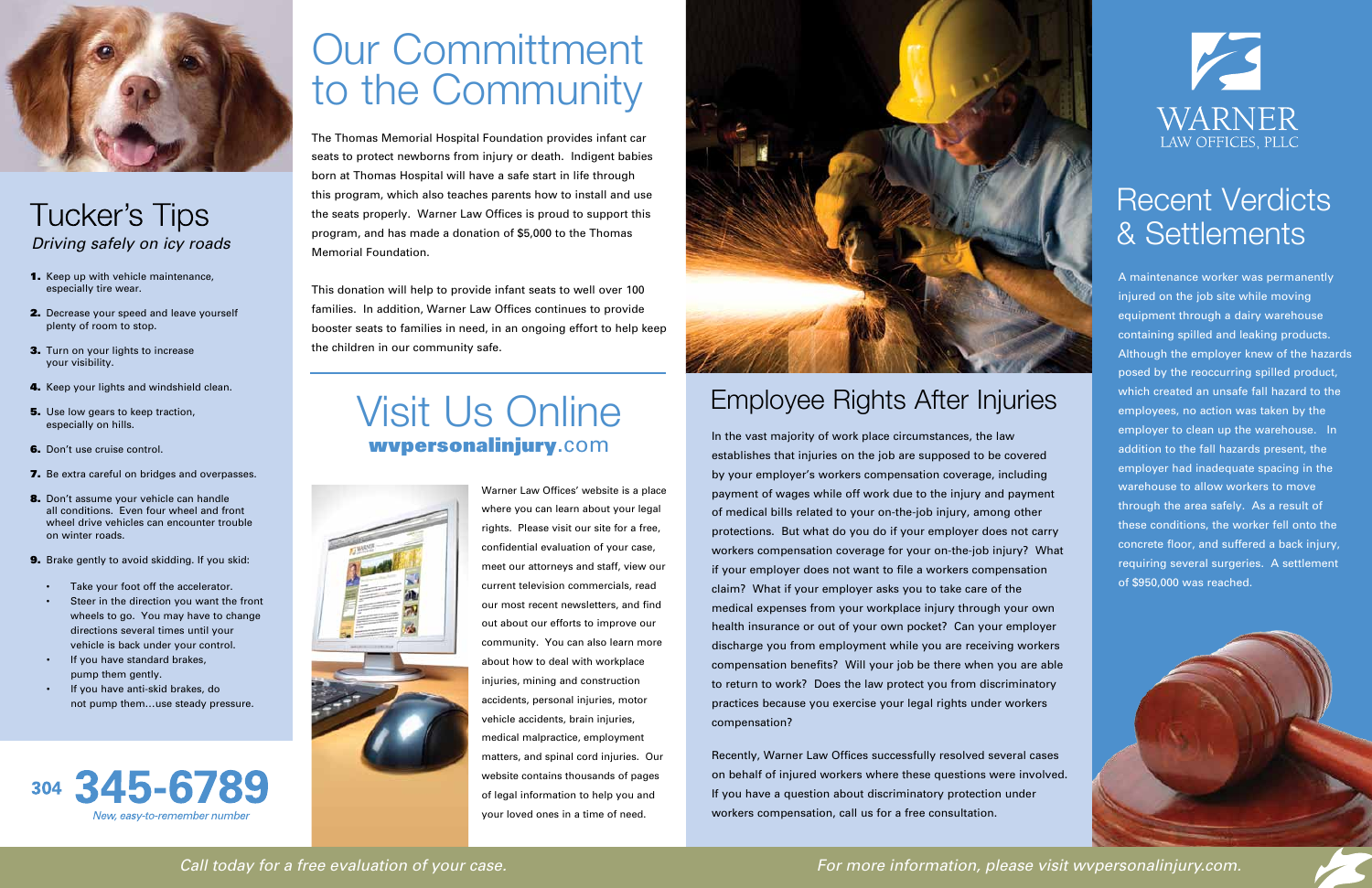## Tucker's Tips

*Driving safely on icy roads*

1. Keep up with vehicle maintenance, especially tire wear.
2. Decrease your speed and leave yourself plenty of room to stop.
3. Turn on your lights to increase your visibility.
4. Keep your lights and windshield clean.
5. Use low gears to keep traction, especially on hills.
6. Don't use cruise control.
7. Be extra careful on bridges and overpasses.
8. Don't assume your vehicle can handle all conditions. Even four wheel and front wheel drive vehicles can encounter trouble on winter roads.
9. Brake gently to avoid skidding. If you skid:
   - Take your foot off the accelerator.
   - Steer in the direction you want the front wheels to go. You may have to change directions several times until your vehicle is back under your control.
   - If you have standard brakes, pump them gently.
   - If you have anti-skid brakes, do not pump them...use steady pressure.

**304 345-6789**

*New, easy-to-remember number*

# Our Committment to the Community

The Thomas Memorial Hospital Foundation provides infant car seats to protect newborns from injury or death. Indigent babies born at Thomas Hospital will have a safe start in life through this program, which also teaches parents how to install and use the seats properly. Warner Law Offices is proud to support this program, and has made a donation of $5,000 to the Thomas Memorial Foundation.

This donation will help to provide infant seats to well over 100 families. In addition, Warner Law Offices continues to provide booster seats to families in need, in an ongoing effort to help keep the children in our community safe.

# Visit Us Online

**wvpersonalinjury**.com

Warner Law Offices' website is a place where you can learn about your legal rights. Please visit our site for a free, confidential evaluation of your case, meet our attorneys and staff, view our current television commercials, read our most recent newsletters, and find out about our efforts to improve our community. You can also learn more about how to deal with workplace injuries, mining and construction accidents, personal injuries, motor vehicle accidents, brain injuries, medical malpractice, employment matters, and spinal cord injuries. Our website contains thousands of pages of legal information to help you and your loved ones in a time of need.

# Employee Rights After Injuries

In the vast majority of work place circumstances, the law establishes that injuries on the job are supposed to be covered by your employer's workers compensation coverage, including payment of wages while off work due to the injury and payment of medical bills related to your on-the-job injury, among other protections. But what do you do if your employer does not carry workers compensation coverage for your on-the-job injury? What if your employer does not want to file a workers compensation claim? What if your employer asks you to take care of the medical expenses from your workplace injury through your own health insurance or out of your own pocket? Can your employer discharge you from employment while you are receiving workers compensation benefits? Will your job be there when you are able to return to work? Does the law protect you from discriminatory practices because you exercise your legal rights under workers compensation?

Recently, Warner Law Offices successfully resolved several cases on behalf of injured workers where these questions were involved. If you have a question about discriminatory protection under workers compensation, call us for a free consultation.

WARNER
LAW OFFICES, PLLC

# Recent Verdicts & Settlements

A maintenance worker was permanently injured on the job site while moving equipment through a dairy warehouse containing spilled and leaking products. Although the employer knew of the hazards posed by the reoccurring spilled product, which created an unsafe fall hazard to the employees, no action was taken by the employer to clean up the warehouse. In addition to the fall hazards present, the employer had inadequate spacing in the warehouse to allow workers to move through the area safely. As a result of these conditions, the worker fell onto the concrete floor, and suffered a back injury, requiring several surgeries. A settlement of $950,000 was reached.

*Call today for a free evaluation of your case.*

*For more information, please visit wvpersonalinjury.com.*